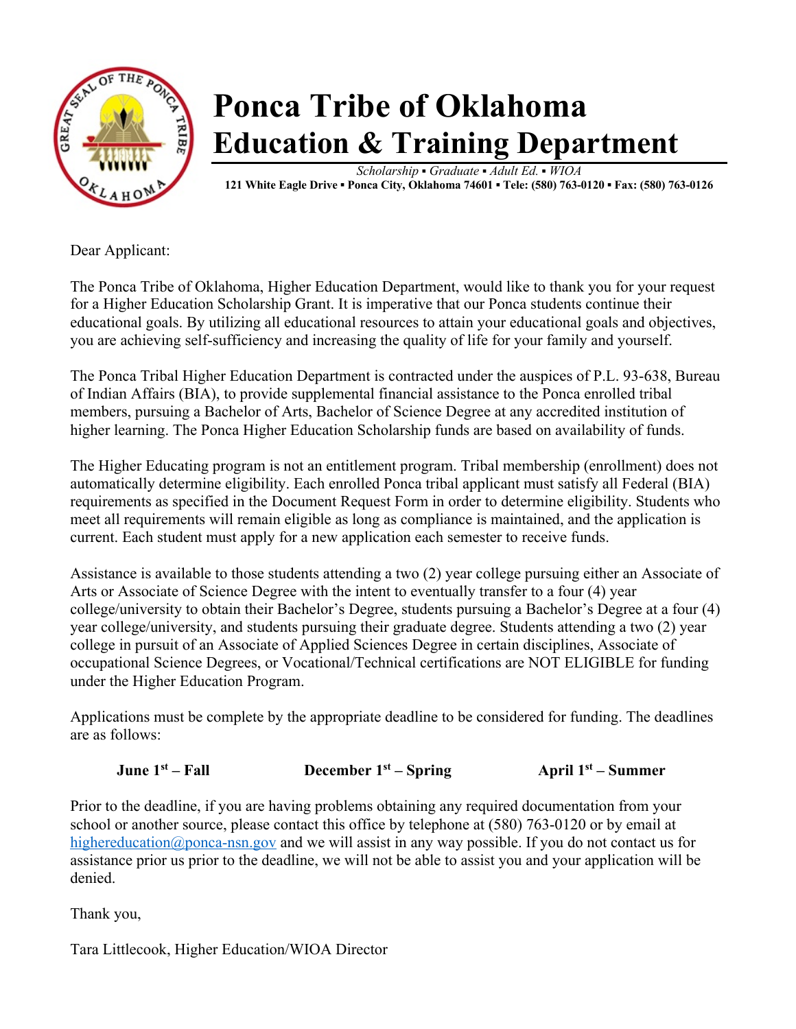# Ponca Tribe of Oklahoma
# Education & Training Department

*Scholarship ▪ Graduate ▪ Adult Ed. ▪ WIOA*

**121 White Eagle Drive ▪ Ponca City, Oklahoma 74601 ▪ Tele: (580) 763-0120 ▪ Fax: (580) 763-0126**

Dear Applicant:

The Ponca Tribe of Oklahoma, Higher Education Department, would like to thank you for your request for a Higher Education Scholarship Grant. It is imperative that our Ponca students continue their educational goals. By utilizing all educational resources to attain your educational goals and objectives, you are achieving self-sufficiency and increasing the quality of life for your family and yourself.

The Ponca Tribal Higher Education Department is contracted under the auspices of P.L. 93-638, Bureau of Indian Affairs (BIA), to provide supplemental financial assistance to the Ponca enrolled tribal members, pursuing a Bachelor of Arts, Bachelor of Science Degree at any accredited institution of higher learning. The Ponca Higher Education Scholarship funds are based on availability of funds.

The Higher Educating program is not an entitlement program. Tribal membership (enrollment) does not automatically determine eligibility. Each enrolled Ponca tribal applicant must satisfy all Federal (BIA) requirements as specified in the Document Request Form in order to determine eligibility. Students who meet all requirements will remain eligible as long as compliance is maintained, and the application is current. Each student must apply for a new application each semester to receive funds.

Assistance is available to those students attending a two (2) year college pursuing either an Associate of Arts or Associate of Science Degree with the intent to eventually transfer to a four (4) year college/university to obtain their Bachelor's Degree, students pursuing a Bachelor's Degree at a four (4) year college/university, and students pursuing their graduate degree. Students attending a two (2) year college in pursuit of an Associate of Applied Sciences Degree in certain disciplines, Associate of occupational Science Degrees, or Vocational/Technical certifications are NOT ELIGIBLE for funding under the Higher Education Program.

Applications must be complete by the appropriate deadline to be considered for funding. The deadlines are as follows:

**June 1st – Fall** &nbsp;&nbsp;&nbsp;&nbsp; **December 1st – Spring** &nbsp;&nbsp;&nbsp;&nbsp; **April 1st – Summer**

Prior to the deadline, if you are having problems obtaining any required documentation from your school or another source, please contact this office by telephone at (580) 763-0120 or by email at highereducation@ponca-nsn.gov and we will assist in any way possible. If you do not contact us for assistance prior us prior to the deadline, we will not be able to assist you and your application will be denied.

Thank you,

Tara Littlecook, Higher Education/WIOA Director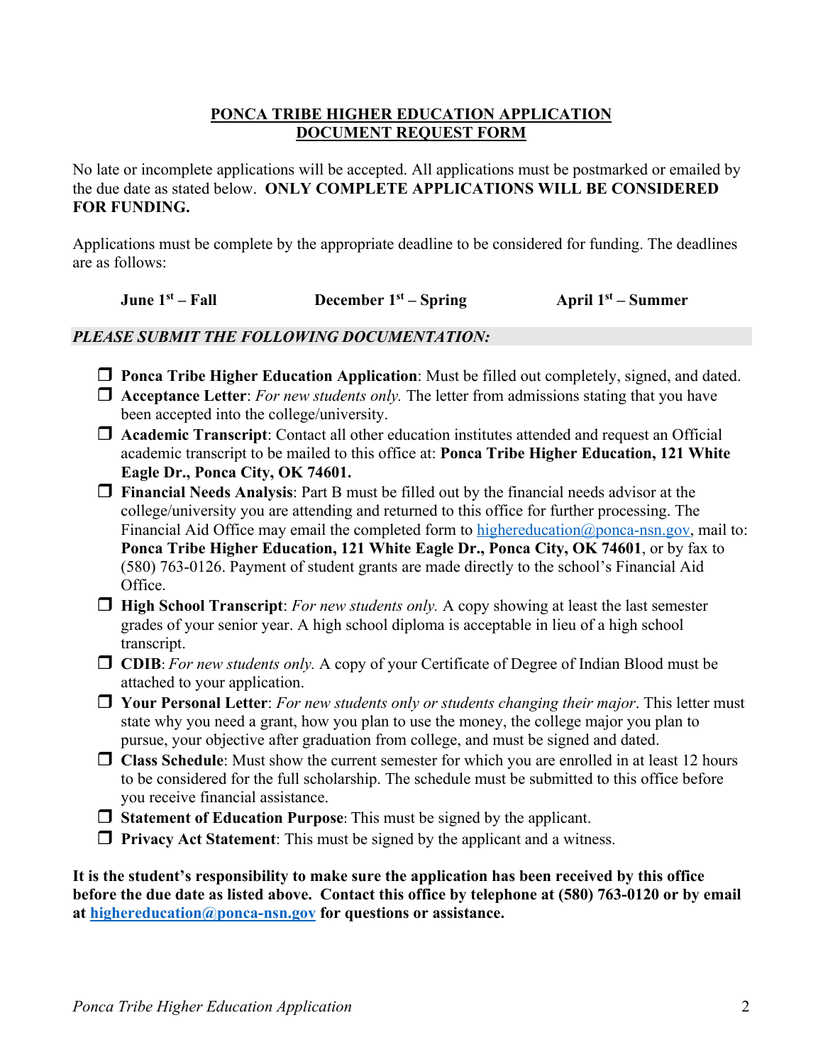# PONCA TRIBE HIGHER EDUCATION APPLICATION
# DOCUMENT REQUEST FORM

No late or incomplete applications will be accepted. All applications must be postmarked or emailed by the due date as stated below. **ONLY COMPLETE APPLICATIONS WILL BE CONSIDERED FOR FUNDING.**

Applications must be complete by the appropriate deadline to be considered for funding. The deadlines are as follows:

**June 1st – Fall** **December 1st – Spring** **April 1st – Summer**

***PLEASE SUBMIT THE FOLLOWING DOCUMENTATION:***

- ❒ **Ponca Tribe Higher Education Application**: Must be filled out completely, signed, and dated.
- ❒ **Acceptance Letter**: *For new students only.* The letter from admissions stating that you have been accepted into the college/university.
- ❒ **Academic Transcript**: Contact all other education institutes attended and request an Official academic transcript to be mailed to this office at: **Ponca Tribe Higher Education, 121 White Eagle Dr., Ponca City, OK 74601.**
- ❒ **Financial Needs Analysis**: Part B must be filled out by the financial needs advisor at the college/university you are attending and returned to this office for further processing. The Financial Aid Office may email the completed form to highereducation@ponca-nsn.gov, mail to: **Ponca Tribe Higher Education, 121 White Eagle Dr., Ponca City, OK 74601**, or by fax to (580) 763-0126. Payment of student grants are made directly to the school's Financial Aid Office.
- ❒ **High School Transcript**: *For new students only.* A copy showing at least the last semester grades of your senior year. A high school diploma is acceptable in lieu of a high school transcript.
- ❒ **CDIB**: *For new students only.* A copy of your Certificate of Degree of Indian Blood must be attached to your application.
- ❒ **Your Personal Letter**: *For new students only or students changing their major*. This letter must state why you need a grant, how you plan to use the money, the college major you plan to pursue, your objective after graduation from college, and must be signed and dated.
- ❒ **Class Schedule**: Must show the current semester for which you are enrolled in at least 12 hours to be considered for the full scholarship. The schedule must be submitted to this office before you receive financial assistance.
- ❒ **Statement of Education Purpose**: This must be signed by the applicant.
- ❒ **Privacy Act Statement**: This must be signed by the applicant and a witness.

**It is the student's responsibility to make sure the application has been received by this office before the due date as listed above. Contact this office by telephone at (580) 763-0120 or by email at highereducation@ponca-nsn.gov for questions or assistance.**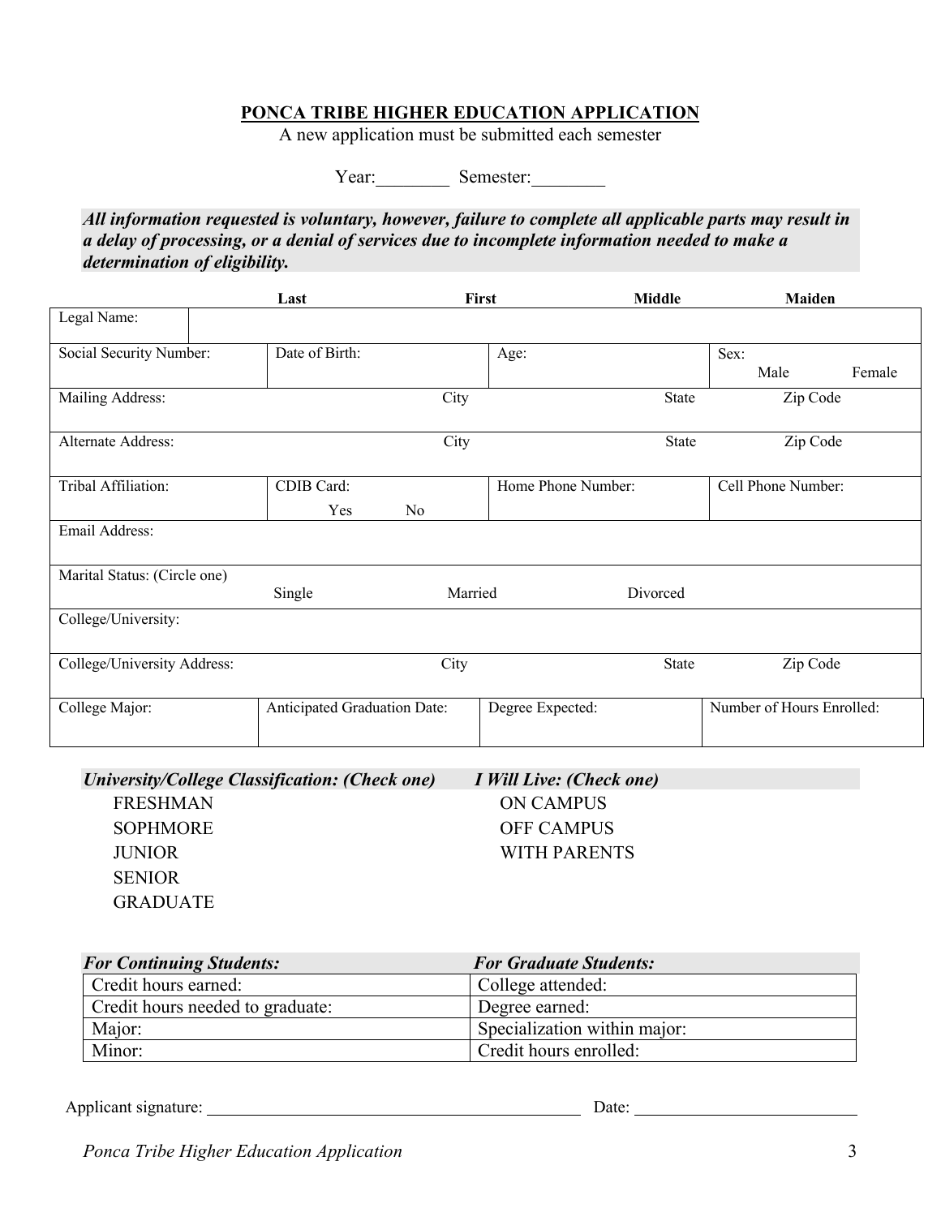## PONCA TRIBE HIGHER EDUCATION APPLICATION

A new application must be submitted each semester

Year:________ Semester:________

***All information requested is voluntary, however, failure to complete all applicable parts may result in a delay of processing, or a denial of services due to incomplete information needed to make a determination of eligibility.***

| | **Last** | **First** | **Middle** | **Maiden** |
|---|---|---|---|---|
| Legal Name: | | | | |
| Social Security Number: | Date of Birth: | Age: | Sex: Male Female | |
| Mailing Address: | City | State | Zip Code | |
| Alternate Address: | City | State | Zip Code | |
| Tribal Affiliation: | CDIB Card: Yes No | Home Phone Number: | Cell Phone Number: | |
| Email Address: | | | | |
| Marital Status: (Circle one) | Single | Married | Divorced | |
| College/University: | | | | |
| College/University Address: | City | State | Zip Code | |
| College Major: | Anticipated Graduation Date: | Degree Expected: | Number of Hours Enrolled: | |

***University/College Classification: (Check one)***

- FRESHMAN
- SOPHMORE
- JUNIOR
- SENIOR
- GRADUATE

***I Will Live: (Check one)***

- ON CAMPUS
- OFF CAMPUS
- WITH PARENTS

| *For Continuing Students:* | *For Graduate Students:* |
|---|---|
| Credit hours earned: | College attended: |
| Credit hours needed to graduate: | Degree earned: |
| Major: | Specialization within major: |
| Minor: | Credit hours enrolled: |

Applicant signature: ____________________________________________ Date: __________________________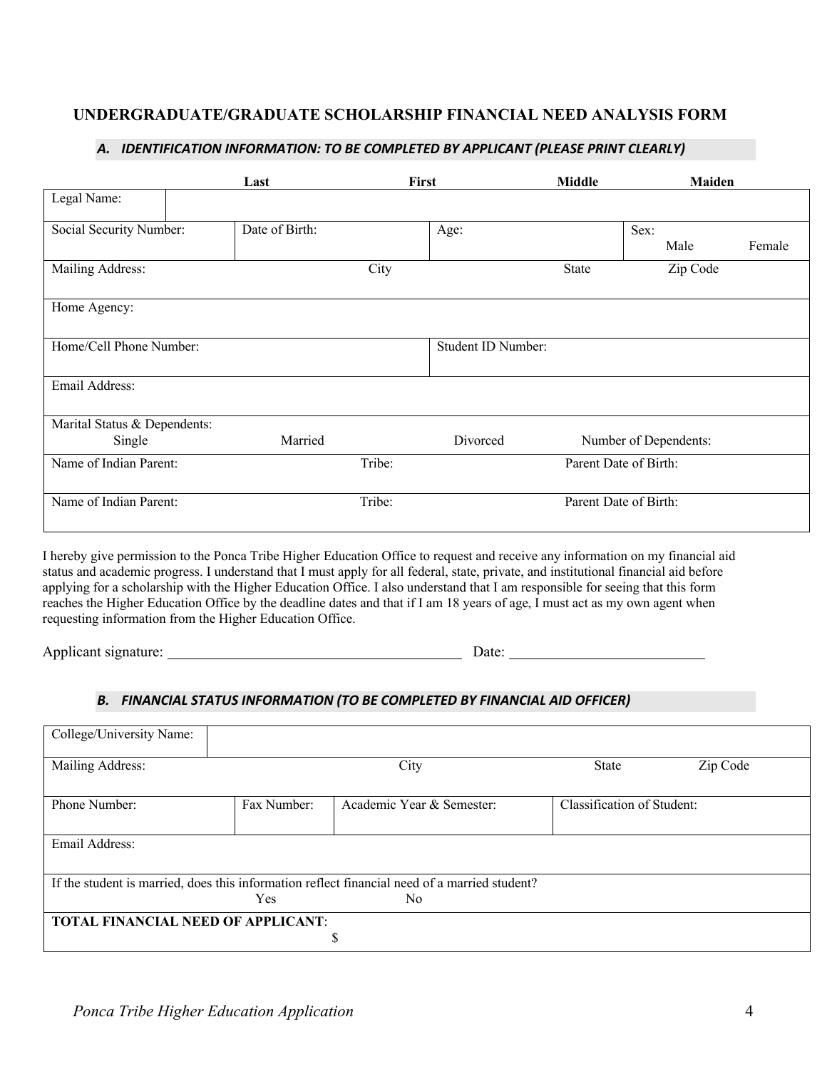## UNDERGRADUATE/GRADUATE SCHOLARSHIP FINANCIAL NEED ANALYSIS FORM

### *A. IDENTIFICATION INFORMATION: TO BE COMPLETED BY APPLICANT (PLEASE PRINT CLEARLY)*

| | **Last** | **First** | **Middle** | **Maiden** |
|---|---|---|---|---|
| Legal Name: | | | | |
| Social Security Number: | Date of Birth: | Age: | Sex: Male Female | |
| Mailing Address: | | City | State | Zip Code |
| Home Agency: | | | | |
| Home/Cell Phone Number: | | Student ID Number: | | |
| Email Address: | | | | |
| Marital Status & Dependents: Single | Married | Divorced | Number of Dependents: | |
| Name of Indian Parent: | | Tribe: | Parent Date of Birth: | |
| Name of Indian Parent: | | Tribe: | Parent Date of Birth: | |

I hereby give permission to the Ponca Tribe Higher Education Office to request and receive any information on my financial aid status and academic progress. I understand that I must apply for all federal, state, private, and institutional financial aid before applying for a scholarship with the Higher Education Office. I also understand that I am responsible for seeing that this form reaches the Higher Education Office by the deadline dates and that if I am 18 years of age, I must act as my own agent when requesting information from the Higher Education Office.

Applicant signature: ________________________________ Date: ______________________

### *B. FINANCIAL STATUS INFORMATION (TO BE COMPLETED BY FINANCIAL AID OFFICER)*

| | | | |
|---|---|---|---|
| College/University Name: | | | |
| Mailing Address: | City | State | Zip Code |
| Phone Number: | Fax Number: | Academic Year & Semester: | Classification of Student: |
| Email Address: | | | |
| If the student is married, does this information reflect financial need of a married student? Yes No | | | |
| **TOTAL FINANCIAL NEED OF APPLICANT**: $ | | | |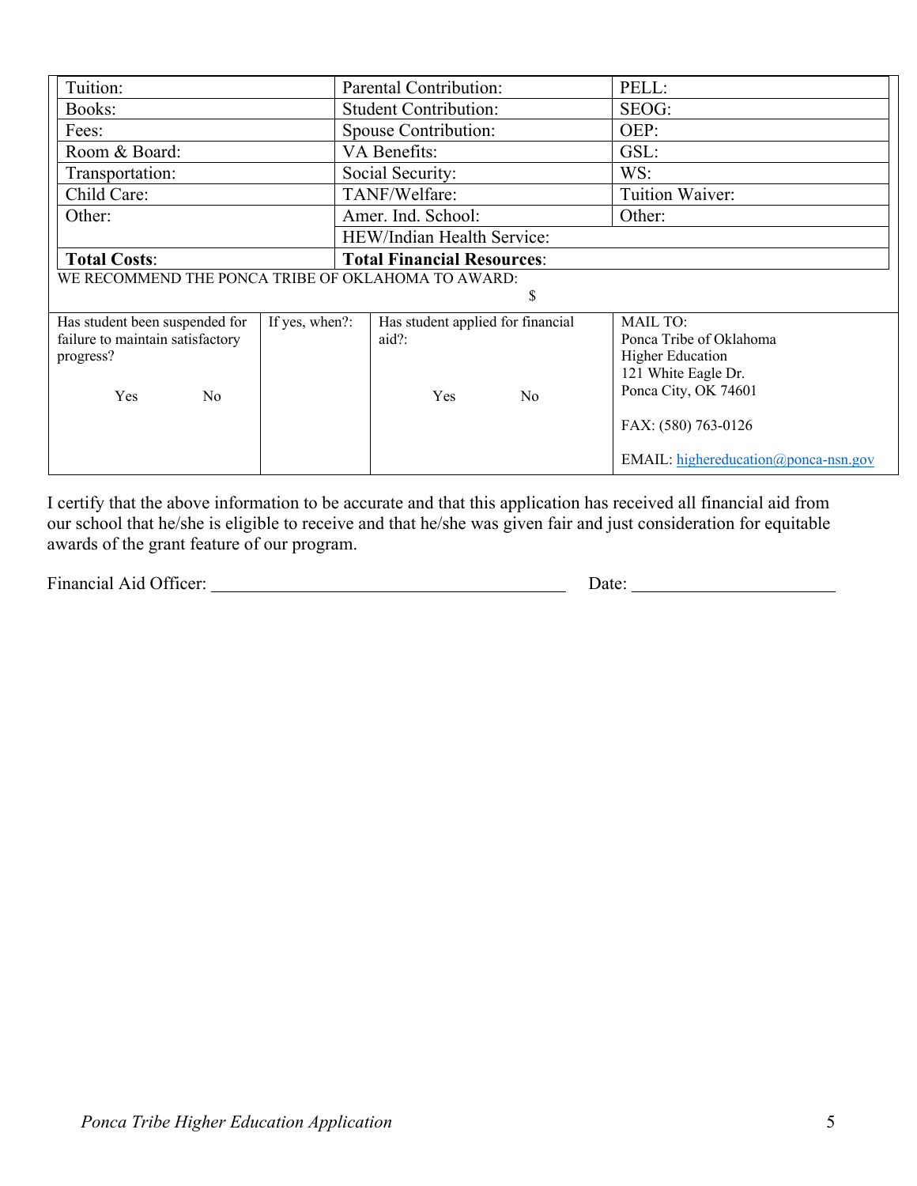| Tuition: | Parental Contribution: | PELL: |
| --- | --- | --- |
| Books: | Student Contribution: | SEOG: |
| Fees: | Spouse Contribution: | OEP: |
| Room & Board: | VA Benefits: | GSL: |
| Transportation: | Social Security: | WS: |
| Child Care: | TANF/Welfare: | Tuition Waiver: |
| Other: | Amer. Ind. School: | Other: |
| | HEW/Indian Health Service: | |
| **Total Costs**: | **Total Financial Resources**: | |

WE RECOMMEND THE PONCA TRIBE OF OKLAHOMA TO AWARD: $

| Has student been suspended for failure to maintain satisfactory progress? Yes No | If yes, when?: | Has student applied for financial aid?: Yes No | MAIL TO: Ponca Tribe of Oklahoma Higher Education 121 White Eagle Dr. Ponca City, OK 74601 FAX: (580) 763-0126 EMAIL: highereducation@ponca-nsn.gov |
| --- | --- | --- | --- |

I certify that the above information to be accurate and that this application has received all financial aid from our school that he/she is eligible to receive and that he/she was given fair and just consideration for equitable awards of the grant feature of our program.

Financial Aid Officer: ______________________________ Date: ____________________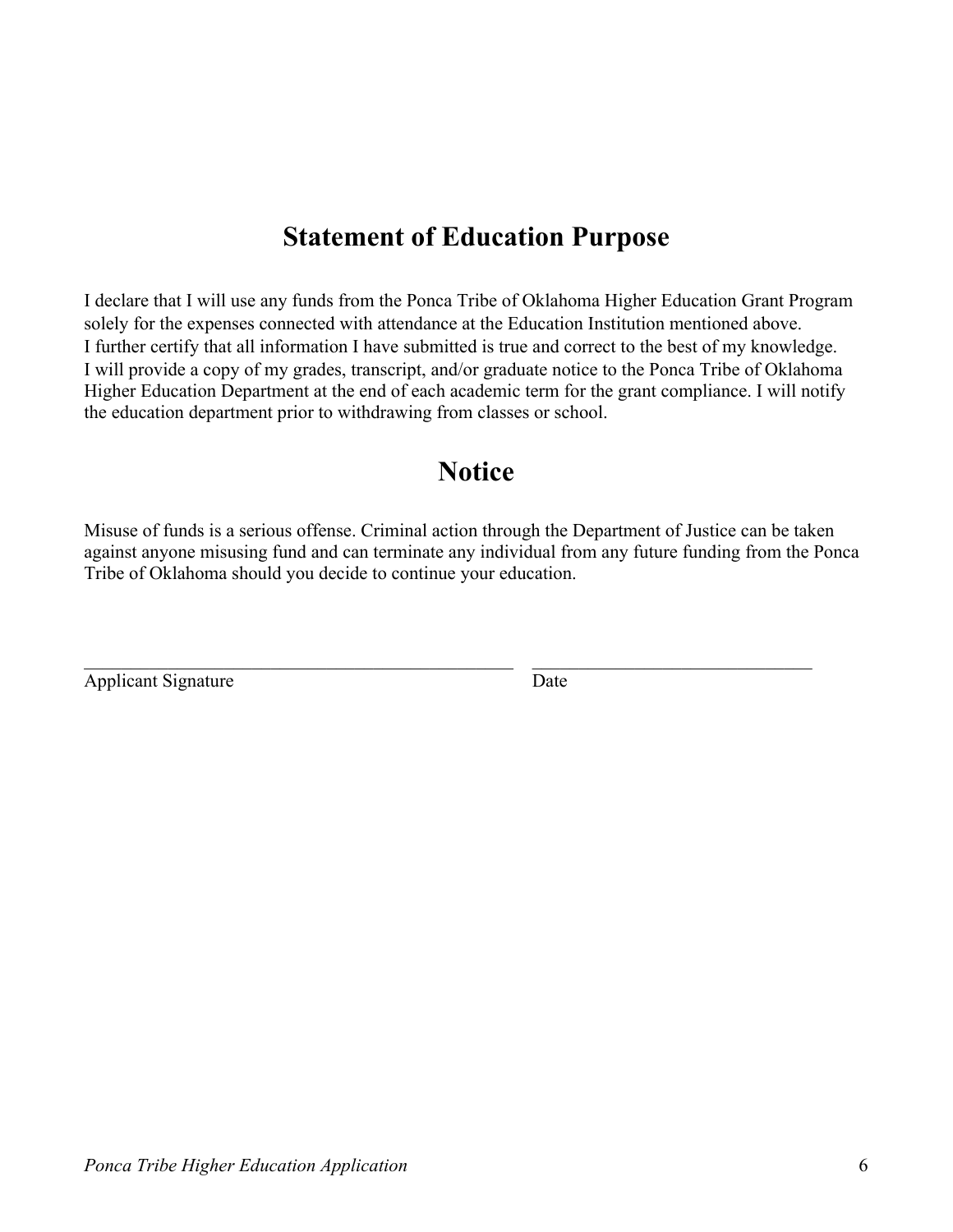# Statement of Education Purpose

I declare that I will use any funds from the Ponca Tribe of Oklahoma Higher Education Grant Program solely for the expenses connected with attendance at the Education Institution mentioned above. I further certify that all information I have submitted is true and correct to the best of my knowledge. I will provide a copy of my grades, transcript, and/or graduate notice to the Ponca Tribe of Oklahoma Higher Education Department at the end of each academic term for the grant compliance. I will notify the education department prior to withdrawing from classes or school.

# Notice

Misuse of funds is a serious offense. Criminal action through the Department of Justice can be taken against anyone misusing fund and can terminate any individual from any future funding from the Ponca Tribe of Oklahoma should you decide to continue your education.

_______________________________________________ ______________________________

Applicant Signature Date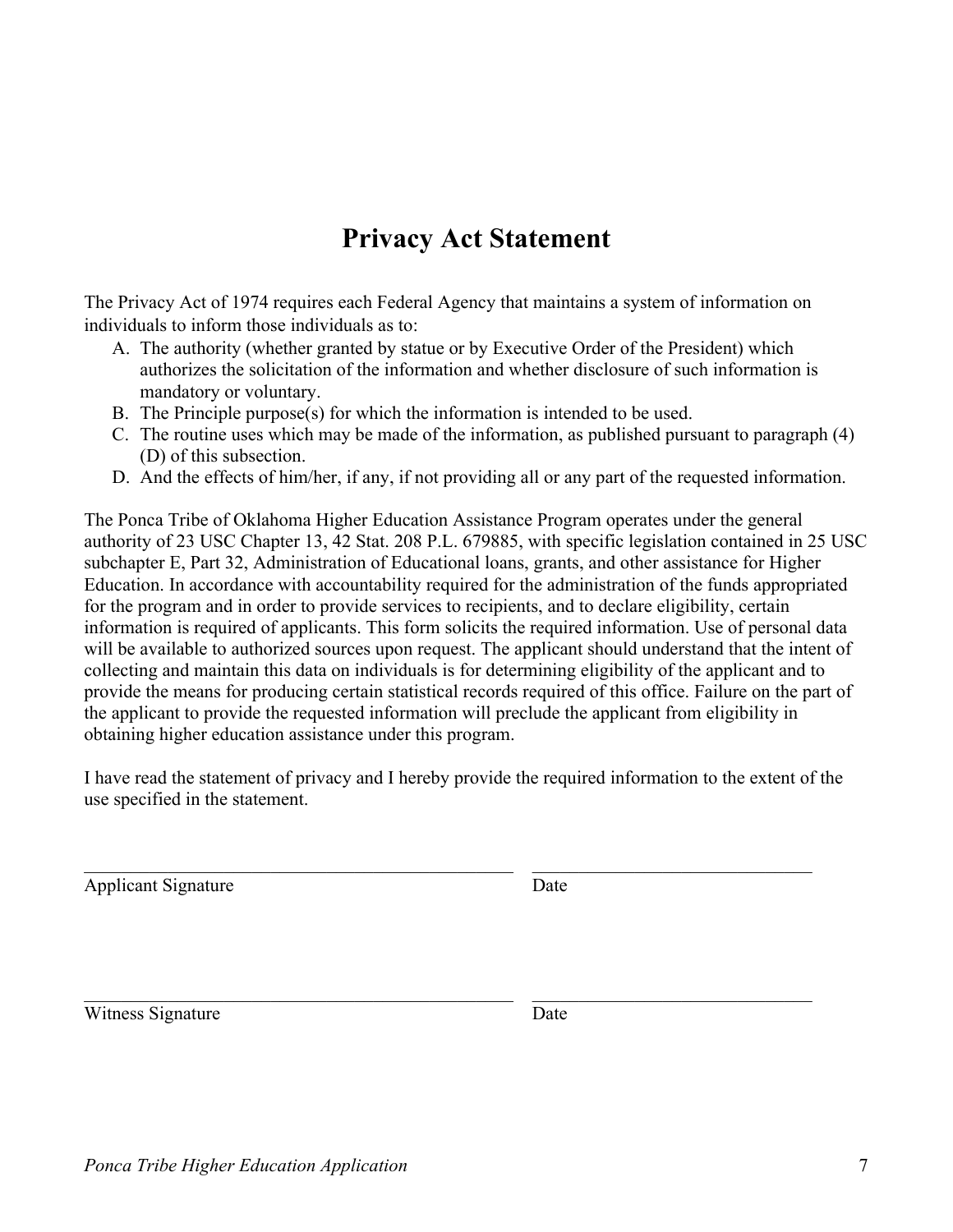# Privacy Act Statement

The Privacy Act of 1974 requires each Federal Agency that maintains a system of information on individuals to inform those individuals as to:

A. The authority (whether granted by statue or by Executive Order of the President) which authorizes the solicitation of the information and whether disclosure of such information is mandatory or voluntary.
B. The Principle purpose(s) for which the information is intended to be used.
C. The routine uses which may be made of the information, as published pursuant to paragraph (4) (D) of this subsection.
D. And the effects of him/her, if any, if not providing all or any part of the requested information.

The Ponca Tribe of Oklahoma Higher Education Assistance Program operates under the general authority of 23 USC Chapter 13, 42 Stat. 208 P.L. 679885, with specific legislation contained in 25 USC subchapter E, Part 32, Administration of Educational loans, grants, and other assistance for Higher Education. In accordance with accountability required for the administration of the funds appropriated for the program and in order to provide services to recipients, and to declare eligibility, certain information is required of applicants. This form solicits the required information. Use of personal data will be available to authorized sources upon request. The applicant should understand that the intent of collecting and maintain this data on individuals is for determining eligibility of the applicant and to provide the means for producing certain statistical records required of this office. Failure on the part of the applicant to provide the requested information will preclude the applicant from eligibility in obtaining higher education assistance under this program.

I have read the statement of privacy and I hereby provide the required information to the extent of the use specified in the statement.

_______________________________________________ ______________________________
Applicant Signature Date

_______________________________________________ ______________________________
Witness Signature Date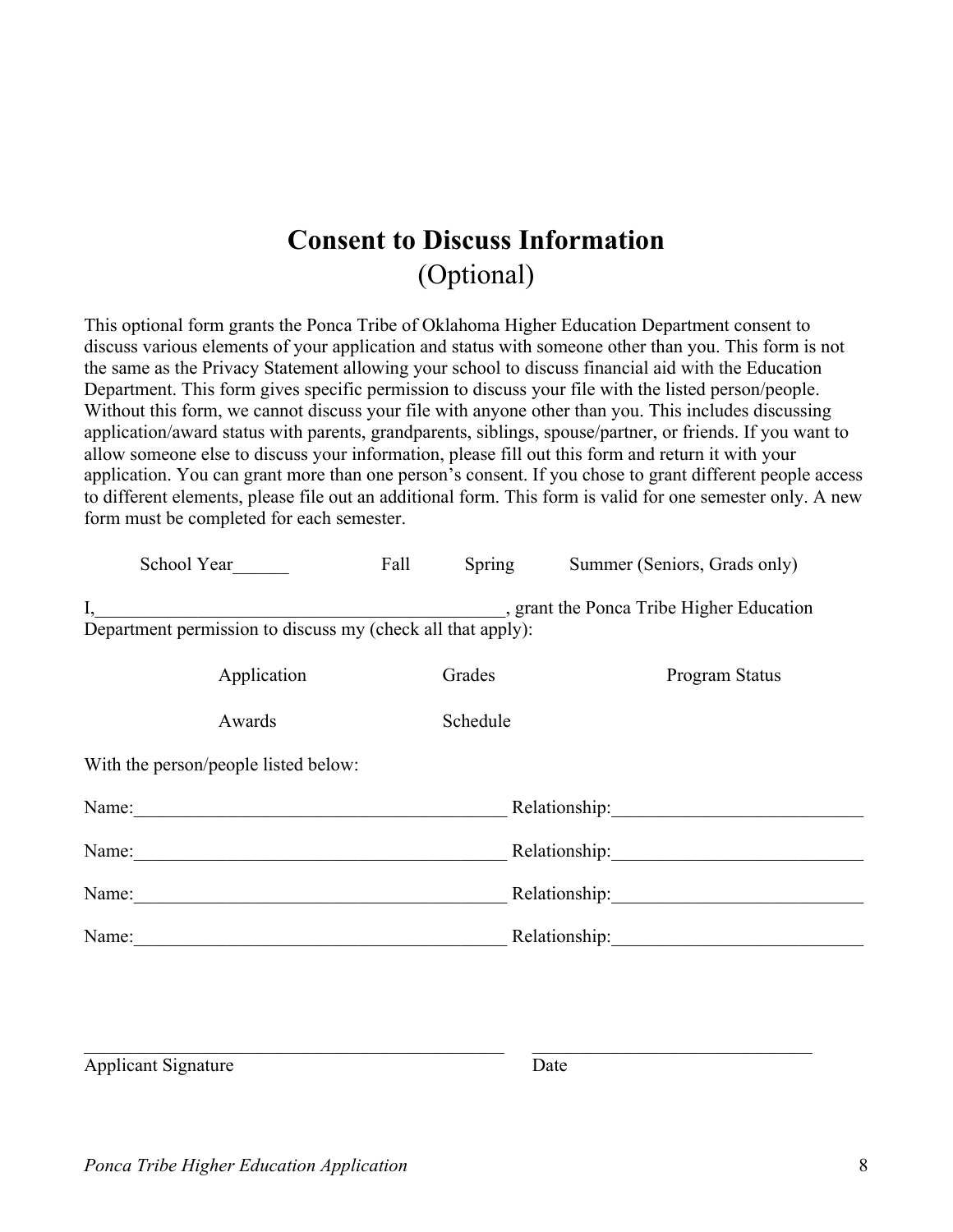# Consent to Discuss Information
(Optional)

This optional form grants the Ponca Tribe of Oklahoma Higher Education Department consent to discuss various elements of your application and status with someone other than you. This form is not the same as the Privacy Statement allowing your school to discuss financial aid with the Education Department. This form gives specific permission to discuss your file with the listed person/people. Without this form, we cannot discuss your file with anyone other than you. This includes discussing application/award status with parents, grandparents, siblings, spouse/partner, or friends. If you want to allow someone else to discuss your information, please fill out this form and return it with your application. You can grant more than one person's consent. If you chose to grant different people access to different elements, please file out an additional form. This form is valid for one semester only. A new form must be completed for each semester.

School Year______ Fall Spring Summer (Seniors, Grads only)

I,_____________________________________________, grant the Ponca Tribe Higher Education Department permission to discuss my (check all that apply):

Application Grades Program Status

Awards Schedule

With the person/people listed below:

Name:_________________________________________ Relationship:___________________________

Name:_________________________________________ Relationship:___________________________

Name:_________________________________________ Relationship:___________________________

Name:_________________________________________ Relationship:___________________________

_______________________________________________ _______________________________

Applicant Signature Date